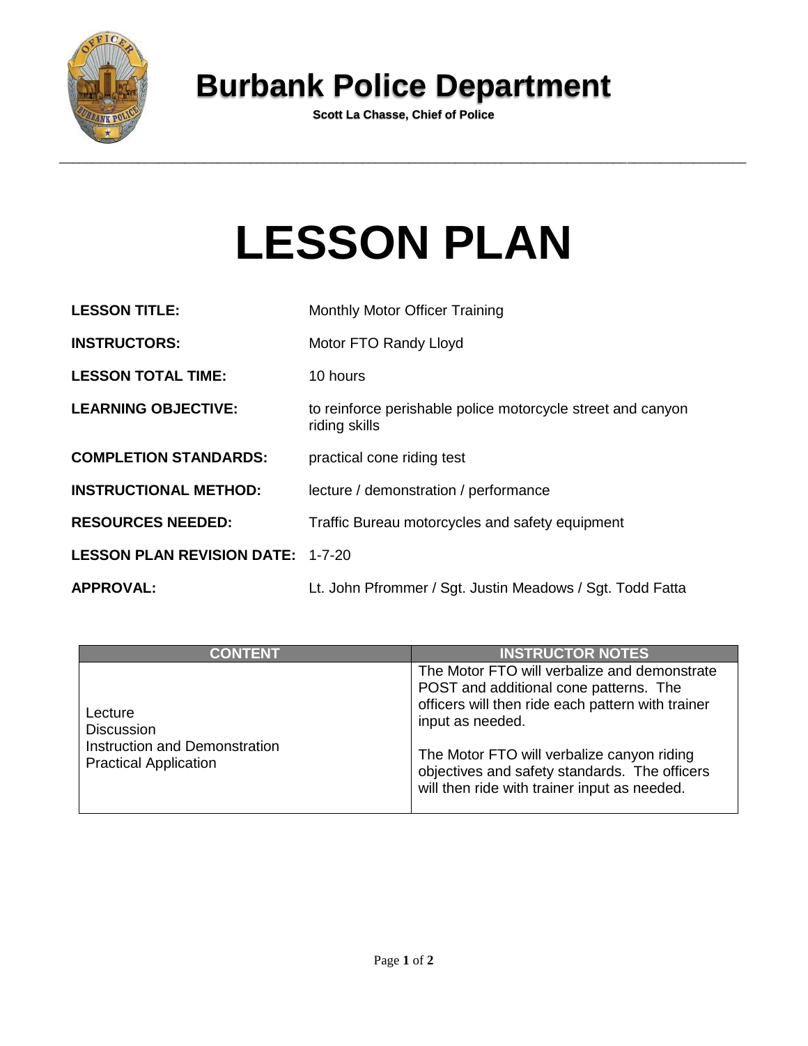# Burbank Police Department

**Scott La Chasse, Chief of Police**

# LESSON PLAN

**LESSON TITLE:** Monthly Motor Officer Training

**INSTRUCTORS:** Motor FTO Randy Lloyd

**LESSON TOTAL TIME:** 10 hours

**LEARNING OBJECTIVE:** to reinforce perishable police motorcycle street and canyon riding skills

**COMPLETION STANDARDS:** practical cone riding test

**INSTRUCTIONAL METHOD:** lecture / demonstration / performance

**RESOURCES NEEDED:** Traffic Bureau motorcycles and safety equipment

**LESSON PLAN REVISION DATE:** 1-7-20

**APPROVAL:** Lt. John Pfrommer / Sgt. Justin Meadows / Sgt. Todd Fatta

| CONTENT | INSTRUCTOR NOTES |
| --- | --- |
| Lecture<br>Discussion<br>Instruction and Demonstration<br>Practical Application | The Motor FTO will verbalize and demonstrate POST and additional cone patterns. The officers will then ride each pattern with trainer input as needed.<br><br>The Motor FTO will verbalize canyon riding objectives and safety standards. The officers will then ride with trainer input as needed. |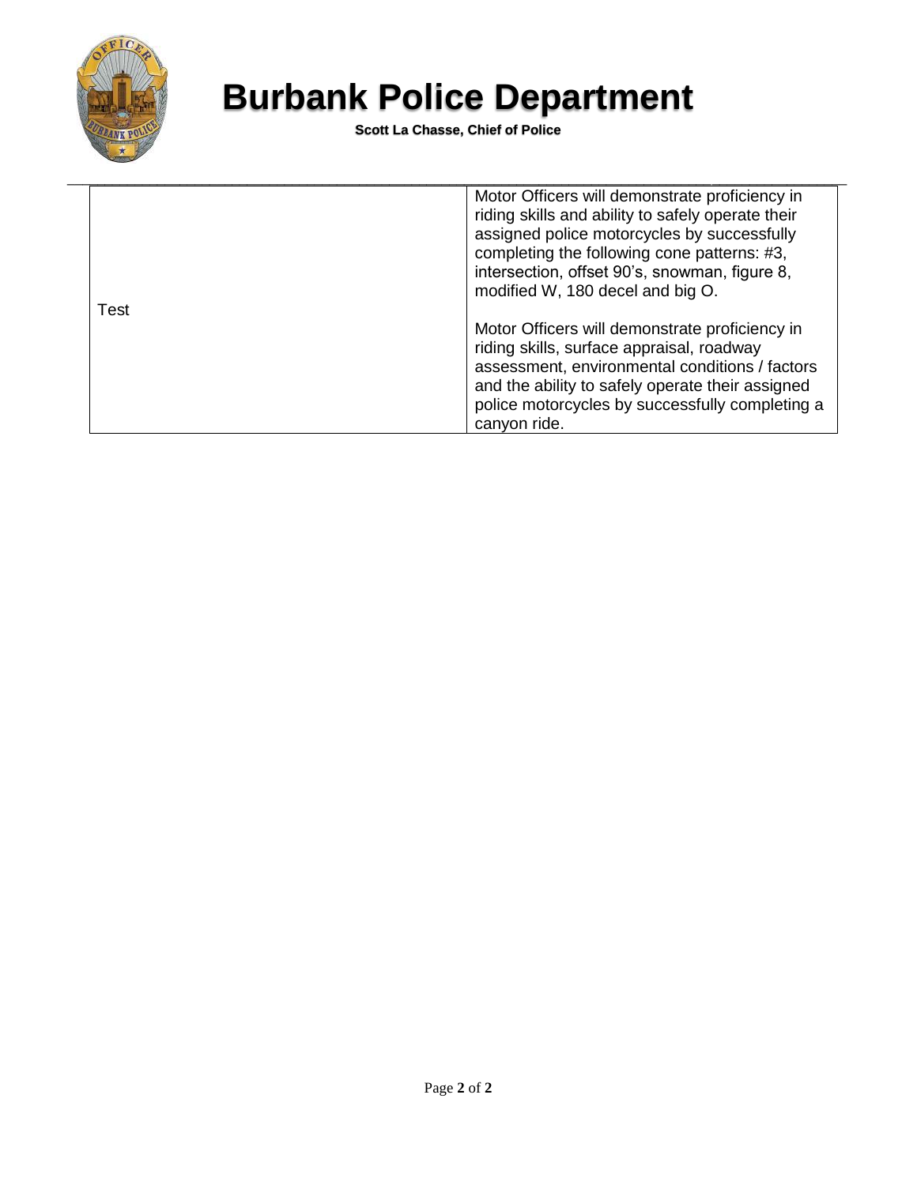| | |
|---|---|
| Test | Motor Officers will demonstrate proficiency in riding skills and ability to safely operate their assigned police motorcycles by successfully completing the following cone patterns: #3, intersection, offset 90's, snowman, figure 8, modified W, 180 decel and big O.<br><br>Motor Officers will demonstrate proficiency in riding skills, surface appraisal, roadway assessment, environmental conditions / factors and the ability to safely operate their assigned police motorcycles by successfully completing a canyon ride. |